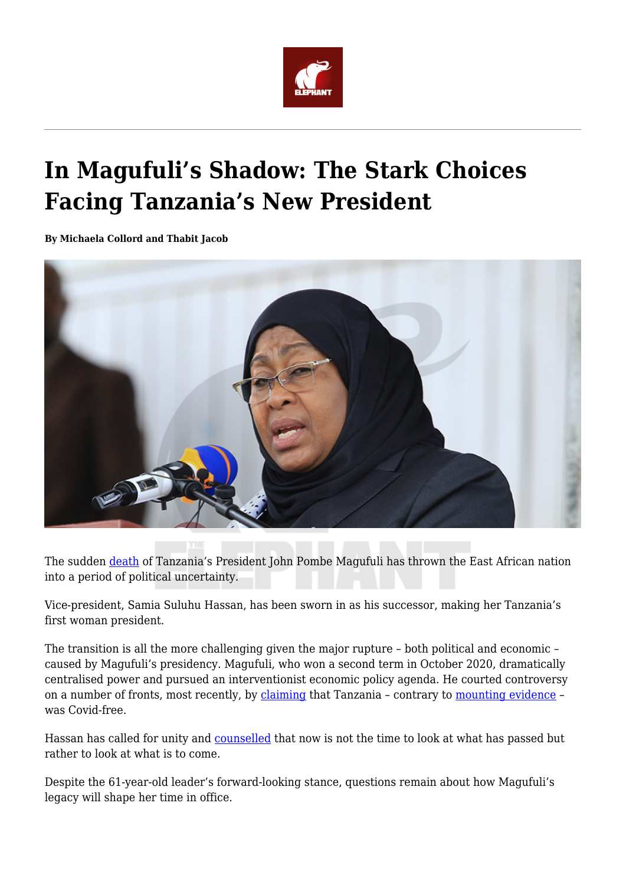# In Magufuli's Shadow: The Stark Choices Facing Tanzania's New President

**By Michaela Collord and Thabit Jacob**

The sudden death of Tanzania's President John Pombe Magufuli has thrown the East African nation into a period of political uncertainty.

Vice-president, Samia Suluhu Hassan, has been sworn in as his successor, making her Tanzania's first woman president.

The transition is all the more challenging given the major rupture – both political and economic – caused by Magufuli's presidency. Magufuli, who won a second term in October 2020, dramatically centralised power and pursued an interventionist economic policy agenda. He courted controversy on a number of fronts, most recently, by claiming that Tanzania – contrary to mounting evidence – was Covid-free.

Hassan has called for unity and counselled that now is not the time to look at what has passed but rather to look at what is to come.

Despite the 61-year-old leader's forward-looking stance, questions remain about how Magufuli's legacy will shape her time in office.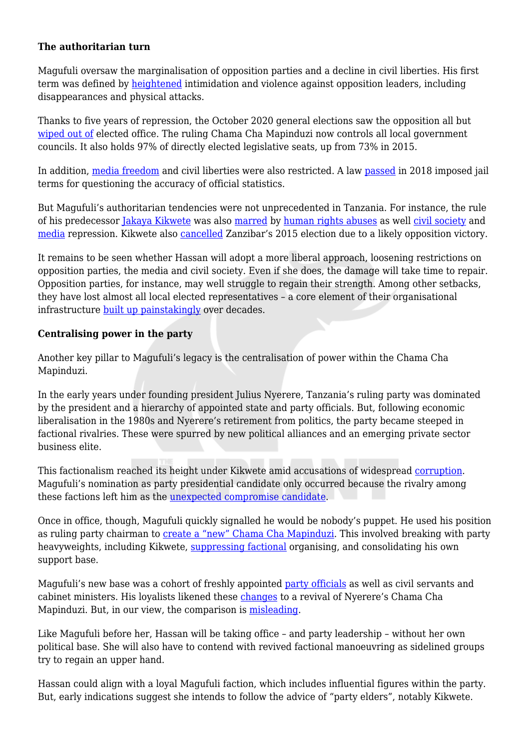**The authoritarian turn**

Magufuli oversaw the marginalisation of opposition parties and a decline in civil liberties. His first term was defined by heightened intimidation and violence against opposition leaders, including disappearances and physical attacks.

Thanks to five years of repression, the October 2020 general elections saw the opposition all but wiped out of elected office. The ruling Chama Cha Mapinduzi now controls all local government councils. It also holds 97% of directly elected legislative seats, up from 73% in 2015.

In addition, media freedom and civil liberties were also restricted. A law passed in 2018 imposed jail terms for questioning the accuracy of official statistics.

But Magufuli's authoritarian tendencies were not unprecedented in Tanzania. For instance, the rule of his predecessor Jakaya Kikwete was also marred by human rights abuses as well civil society and media repression. Kikwete also cancelled Zanzibar's 2015 election due to a likely opposition victory.

It remains to be seen whether Hassan will adopt a more liberal approach, loosening restrictions on opposition parties, the media and civil society. Even if she does, the damage will take time to repair. Opposition parties, for instance, may well struggle to regain their strength. Among other setbacks, they have lost almost all local elected representatives – a core element of their organisational infrastructure built up painstakingly over decades.

**Centralising power in the party**

Another key pillar to Magufuli's legacy is the centralisation of power within the Chama Cha Mapinduzi.

In the early years under founding president Julius Nyerere, Tanzania's ruling party was dominated by the president and a hierarchy of appointed state and party officials. But, following economic liberalisation in the 1980s and Nyerere's retirement from politics, the party became steeped in factional rivalries. These were spurred by new political alliances and an emerging private sector business elite.

This factionalism reached its height under Kikwete amid accusations of widespread corruption. Magufuli's nomination as party presidential candidate only occurred because the rivalry among these factions left him as the unexpected compromise candidate.

Once in office, though, Magufuli quickly signalled he would be nobody's puppet. He used his position as ruling party chairman to create a "new" Chama Cha Mapinduzi. This involved breaking with party heavyweights, including Kikwete, suppressing factional organising, and consolidating his own support base.

Magufuli's new base was a cohort of freshly appointed party officials as well as civil servants and cabinet ministers. His loyalists likened these changes to a revival of Nyerere's Chama Cha Mapinduzi. But, in our view, the comparison is misleading.

Like Magufuli before her, Hassan will be taking office – and party leadership – without her own political base. She will also have to contend with revived factional manoeuvring as sidelined groups try to regain an upper hand.

Hassan could align with a loyal Magufuli faction, which includes influential figures within the party. But, early indications suggest she intends to follow the advice of "party elders", notably Kikwete.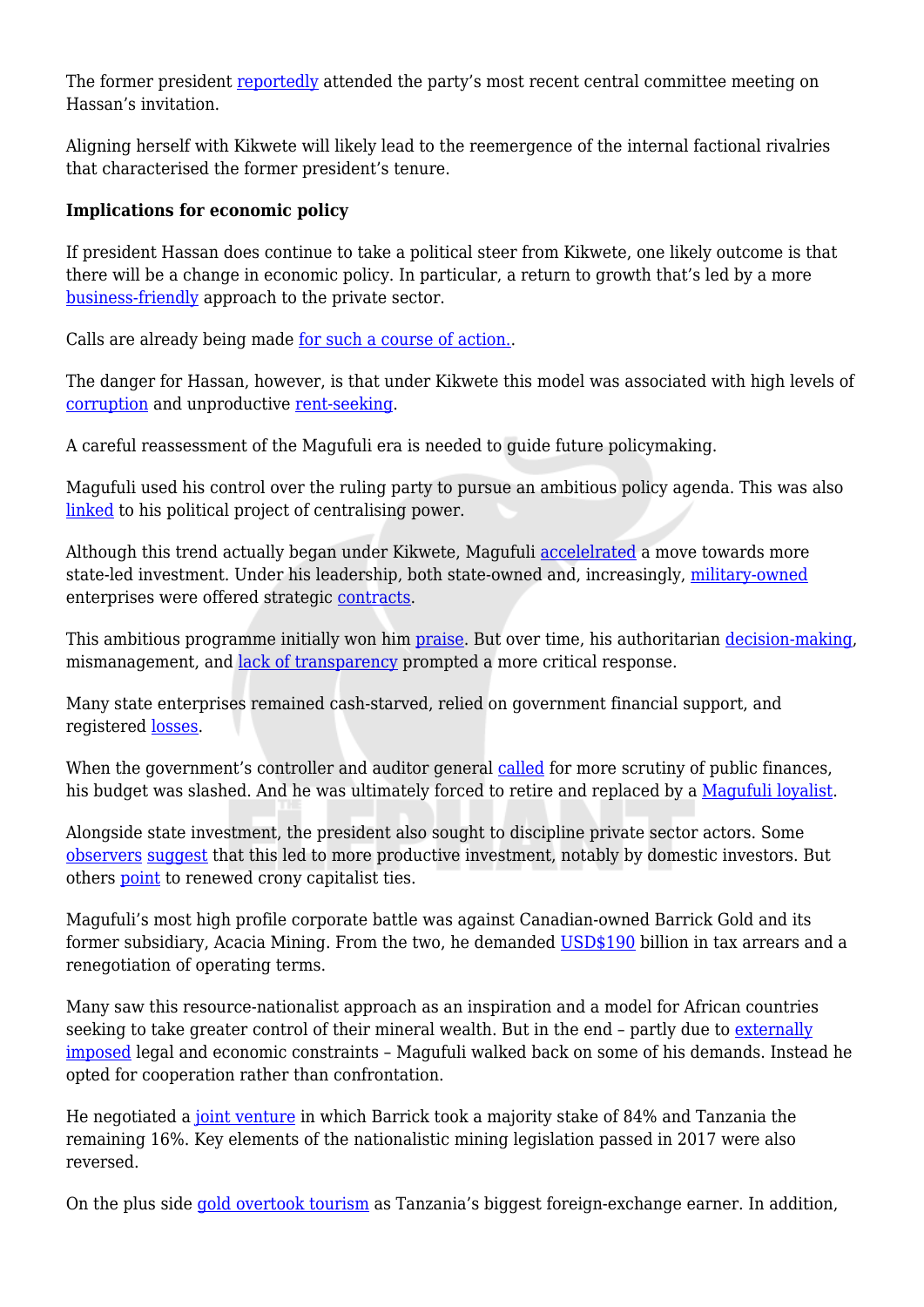The former president reportedly attended the party's most recent central committee meeting on Hassan's invitation.

Aligning herself with Kikwete will likely lead to the reemergence of the internal factional rivalries that characterised the former president's tenure.

**Implications for economic policy**

If president Hassan does continue to take a political steer from Kikwete, one likely outcome is that there will be a change in economic policy. In particular, a return to growth that's led by a more business-friendly approach to the private sector.

Calls are already being made for such a course of action..

The danger for Hassan, however, is that under Kikwete this model was associated with high levels of corruption and unproductive rent-seeking.

A careful reassessment of the Magufuli era is needed to guide future policymaking.

Magufuli used his control over the ruling party to pursue an ambitious policy agenda. This was also linked to his political project of centralising power.

Although this trend actually began under Kikwete, Magufuli accelelrated a move towards more state-led investment. Under his leadership, both state-owned and, increasingly, military-owned enterprises were offered strategic contracts.

This ambitious programme initially won him praise. But over time, his authoritarian decision-making, mismanagement, and lack of transparency prompted a more critical response.

Many state enterprises remained cash-starved, relied on government financial support, and registered losses.

When the government's controller and auditor general called for more scrutiny of public finances, his budget was slashed. And he was ultimately forced to retire and replaced by a Magufuli loyalist.

Alongside state investment, the president also sought to discipline private sector actors. Some observers suggest that this led to more productive investment, notably by domestic investors. But others point to renewed crony capitalist ties.

Magufuli's most high profile corporate battle was against Canadian-owned Barrick Gold and its former subsidiary, Acacia Mining. From the two, he demanded USD$190 billion in tax arrears and a renegotiation of operating terms.

Many saw this resource-nationalist approach as an inspiration and a model for African countries seeking to take greater control of their mineral wealth. But in the end – partly due to externally imposed legal and economic constraints – Magufuli walked back on some of his demands. Instead he opted for cooperation rather than confrontation.

He negotiated a joint venture in which Barrick took a majority stake of 84% and Tanzania the remaining 16%. Key elements of the nationalistic mining legislation passed in 2017 were also reversed.

On the plus side gold overtook tourism as Tanzania's biggest foreign-exchange earner. In addition,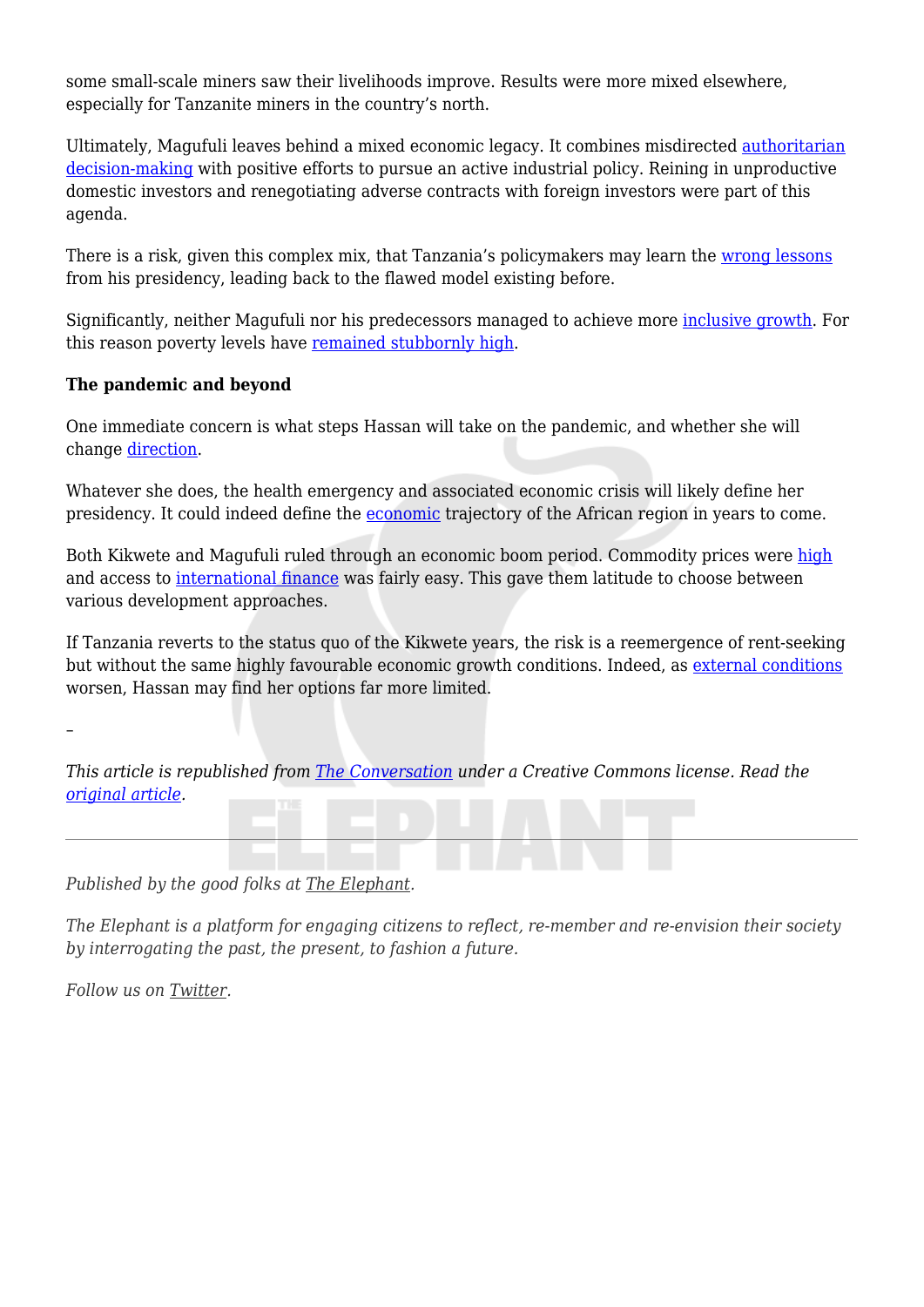some small-scale miners saw their livelihoods improve. Results were more mixed elsewhere, especially for Tanzanite miners in the country's north.

Ultimately, Magufuli leaves behind a mixed economic legacy. It combines misdirected authoritarian decision-making with positive efforts to pursue an active industrial policy. Reining in unproductive domestic investors and renegotiating adverse contracts with foreign investors were part of this agenda.

There is a risk, given this complex mix, that Tanzania's policymakers may learn the wrong lessons from his presidency, leading back to the flawed model existing before.

Significantly, neither Magufuli nor his predecessors managed to achieve more inclusive growth. For this reason poverty levels have remained stubbornly high.

**The pandemic and beyond**

One immediate concern is what steps Hassan will take on the pandemic, and whether she will change direction.

Whatever she does, the health emergency and associated economic crisis will likely define her presidency. It could indeed define the economic trajectory of the African region in years to come.

Both Kikwete and Magufuli ruled through an economic boom period. Commodity prices were high and access to international finance was fairly easy. This gave them latitude to choose between various development approaches.

If Tanzania reverts to the status quo of the Kikwete years, the risk is a reemergence of rent-seeking but without the same highly favourable economic growth conditions. Indeed, as external conditions worsen, Hassan may find her options far more limited.

–

*This article is republished from The Conversation under a Creative Commons license. Read the original article.*

---

*Published by the good folks at The Elephant.*

*The Elephant is a platform for engaging citizens to reflect, re-member and re-envision their society by interrogating the past, the present, to fashion a future.*

*Follow us on Twitter.*